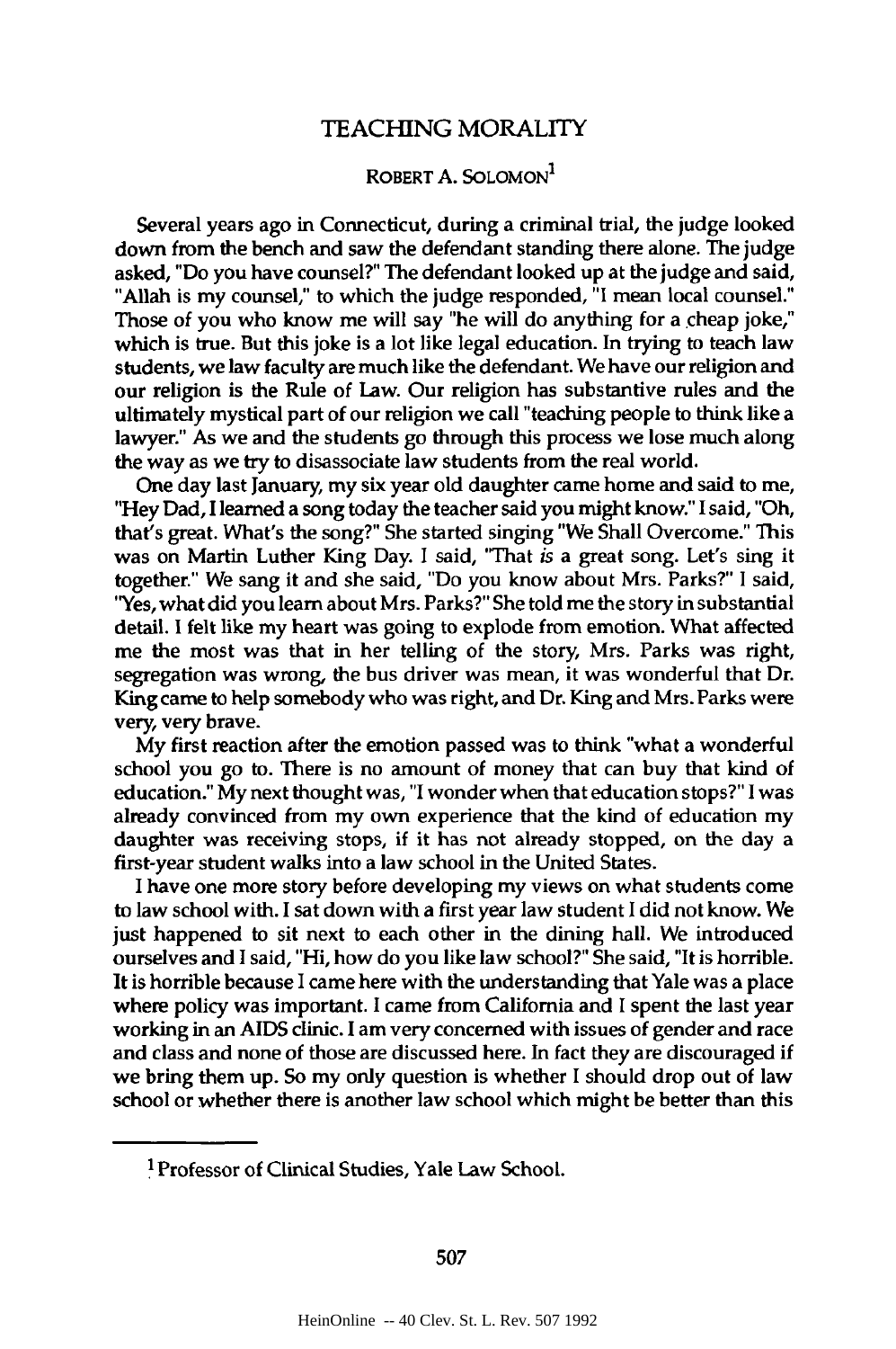# TEACHING MORALITY

ROBERT A. SOLOMON[1]

Several years ago in Connecticut, during a criminal trial, the judge looked down from the bench and saw the defendant standing there alone. The judge asked, "Do you have counsel?" The defendant looked up at the judge and said, "Allah is my counsel," to which the judge responded, "I mean local counsel." Those of you who know me will say "he will do anything for a cheap joke," which is true. But this joke is a lot like legal education. In trying to teach law students, we law faculty are much like the defendant. We have our religion and our religion is the Rule of Law. Our religion has substantive rules and the ultimately mystical part of our religion we call "teaching people to think like a lawyer." As we and the students go through this process we lose much along the way as we try to disassociate law students from the real world.

One day last January, my six year old daughter came home and said to me, "Hey Dad, I learned a song today the teacher said you might know." I said, "Oh, that's great. What's the song?" She started singing "We Shall Overcome." This was on Martin Luther King Day. I said, "That *is* a great song. Let's sing it together." We sang it and she said, "Do you know about Mrs. Parks?" I said, "Yes, what did you learn about Mrs. Parks?" She told me the story in substantial detail. I felt like my heart was going to explode from emotion. What affected me the most was that in her telling of the story, Mrs. Parks was right, segregation was wrong, the bus driver was mean, it was wonderful that Dr. King came to help somebody who was right, and Dr. King and Mrs. Parks were very, very brave.

My first reaction after the emotion passed was to think "what a wonderful school you go to. There is no amount of money that can buy that kind of education." My next thought was, "I wonder when that education stops?" I was already convinced from my own experience that the kind of education my daughter was receiving stops, if it has not already stopped, on the day a first-year student walks into a law school in the United States.

I have one more story before developing my views on what students come to law school with. I sat down with a first year law student I did not know. We just happened to sit next to each other in the dining hall. We introduced ourselves and I said, "Hi, how do you like law school?" She said, "It is horrible. It is horrible because I came here with the understanding that Yale was a place where policy was important. I came from California and I spent the last year working in an AIDS clinic. I am very concerned with issues of gender and race and class and none of those are discussed here. In fact they are discouraged if we bring them up. So my only question is whether I should drop out of law school or whether there is another law school which might be better than this

---

[1] Professor of Clinical Studies, Yale Law School.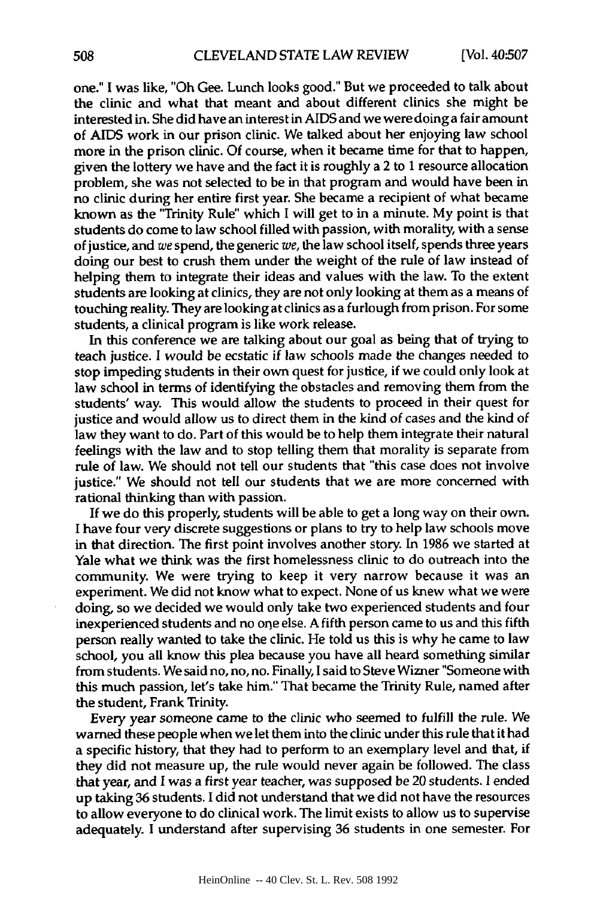one." I was like, "Oh Gee. Lunch looks good." But we proceeded to talk about the clinic and what that meant and about different clinics she might be interested in. She did have an interest in AIDS and we were doing a fair amount of AIDS work in our prison clinic. We talked about her enjoying law school more in the prison clinic. Of course, when it became time for that to happen, given the lottery we have and the fact it is roughly a 2 to 1 resource allocation problem, she was not selected to be in that program and would have been in no clinic during her entire first year. She became a recipient of what became known as the "Trinity Rule" which I will get to in a minute. My point is that students do come to law school filled with passion, with morality, with a sense of justice, and *we* spend, the generic *we*, the law school itself, spends three years doing our best to crush them under the weight of the rule of law instead of helping them to integrate their ideas and values with the law. To the extent students are looking at clinics, they are not only looking at them as a means of touching reality. They are looking at clinics as a furlough from prison. For some students, a clinical program is like work release.

In this conference we are talking about our goal as being that of trying to teach justice. I would be ecstatic if law schools made the changes needed to stop impeding students in their own quest for justice, if we could only look at law school in terms of identifying the obstacles and removing them from the students' way. This would allow the students to proceed in their quest for justice and would allow us to direct them in the kind of cases and the kind of law they want to do. Part of this would be to help them integrate their natural feelings with the law and to stop telling them that morality is separate from rule of law. We should not tell our students that "this case does not involve justice." We should not tell our students that we are more concerned with rational thinking than with passion.

If we do this properly, students will be able to get a long way on their own. I have four very discrete suggestions or plans to try to help law schools move in that direction. The first point involves another story. In 1986 we started at Yale what we think was the first homelessness clinic to do outreach into the community. We were trying to keep it very narrow because it was an experiment. We did not know what to expect. None of us knew what we were doing, so we decided we would only take two experienced students and four inexperienced students and no one else. A fifth person came to us and this fifth person really wanted to take the clinic. He told us this is why he came to law school, you all know this plea because you have all heard something similar from students. We said no, no, no. Finally, I said to Steve Wizner "Someone with this much passion, let's take him." That became the Trinity Rule, named after the student, Frank Trinity.

Every year someone came to the clinic who seemed to fulfill the rule. We warned these people when we let them into the clinic under this rule that it had a specific history, that they had to perform to an exemplary level and that, if they did not measure up, the rule would never again be followed. The class that year, and I was a first year teacher, was supposed be 20 students. I ended up taking 36 students. I did not understand that we did not have the resources to allow everyone to do clinical work. The limit exists to allow us to supervise adequately. I understand after supervising 36 students in one semester. For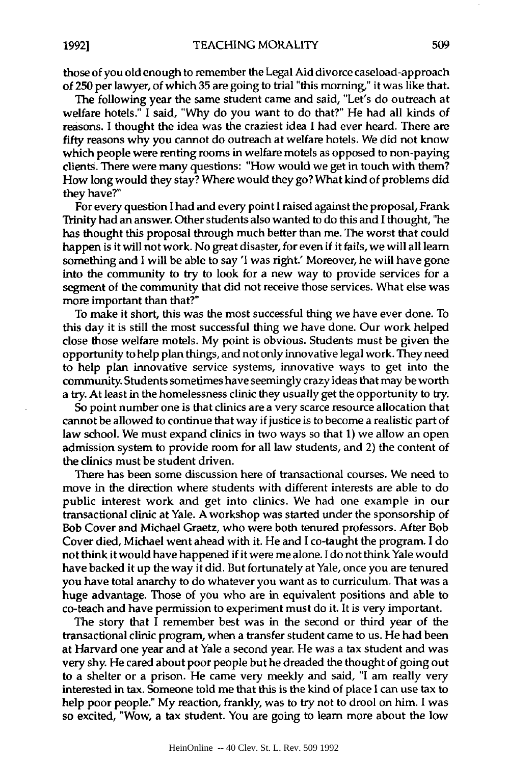those of you old enough to remember the Legal Aid divorce caseload-approach of 250 per lawyer, of which 35 are going to trial "this morning," it was like that.

The following year the same student came and said, "Let's do outreach at welfare hotels." I said, "Why do you want to do that?" He had all kinds of reasons. I thought the idea was the craziest idea I had ever heard. There are fifty reasons why you cannot do outreach at welfare hotels. We did not know which people were renting rooms in welfare motels as opposed to non-paying clients. There were many questions: "How would we get in touch with them? How long would they stay? Where would they go? What kind of problems did they have?"

For every question I had and every point I raised against the proposal, Frank Trinity had an answer. Other students also wanted to do this and I thought, "he has thought this proposal through much better than me. The worst that could happen is it will not work. No great disaster, for even if it fails, we will all learn something and I will be able to say 'I was right.' Moreover, he will have gone into the community to try to look for a new way to provide services for a segment of the community that did not receive those services. What else was more important than that?"

To make it short, this was the most successful thing we have ever done. To this day it is still the most successful thing we have done. Our work helped close those welfare motels. My point is obvious. Students must be given the opportunity to help plan things, and not only innovative legal work. They need to help plan innovative service systems, innovative ways to get into the community. Students sometimes have seemingly crazy ideas that may be worth a try. At least in the homelessness clinic they usually get the opportunity to try.

So point number one is that clinics are a very scarce resource allocation that cannot be allowed to continue that way if justice is to become a realistic part of law school. We must expand clinics in two ways so that 1) we allow an open admission system to provide room for all law students, and 2) the content of the clinics must be student driven.

There has been some discussion here of transactional courses. We need to move in the direction where students with different interests are able to do public interest work and get into clinics. We had one example in our transactional clinic at Yale. A workshop was started under the sponsorship of Bob Cover and Michael Graetz, who were both tenured professors. After Bob Cover died, Michael went ahead with it. He and I co-taught the program. I do not think it would have happened if it were me alone. I do not think Yale would have backed it up the way it did. But fortunately at Yale, once you are tenured you have total anarchy to do whatever you want as to curriculum. That was a huge advantage. Those of you who are in equivalent positions and able to co-teach and have permission to experiment must do it. It is very important.

The story that I remember best was in the second or third year of the transactional clinic program, when a transfer student came to us. He had been at Harvard one year and at Yale a second year. He was a tax student and was very shy. He cared about poor people but he dreaded the thought of going out to a shelter or a prison. He came very meekly and said, "I am really very interested in tax. Someone told me that this is the kind of place I can use tax to help poor people." My reaction, frankly, was to try not to drool on him. I was so excited, "Wow, a tax student. You are going to learn more about the low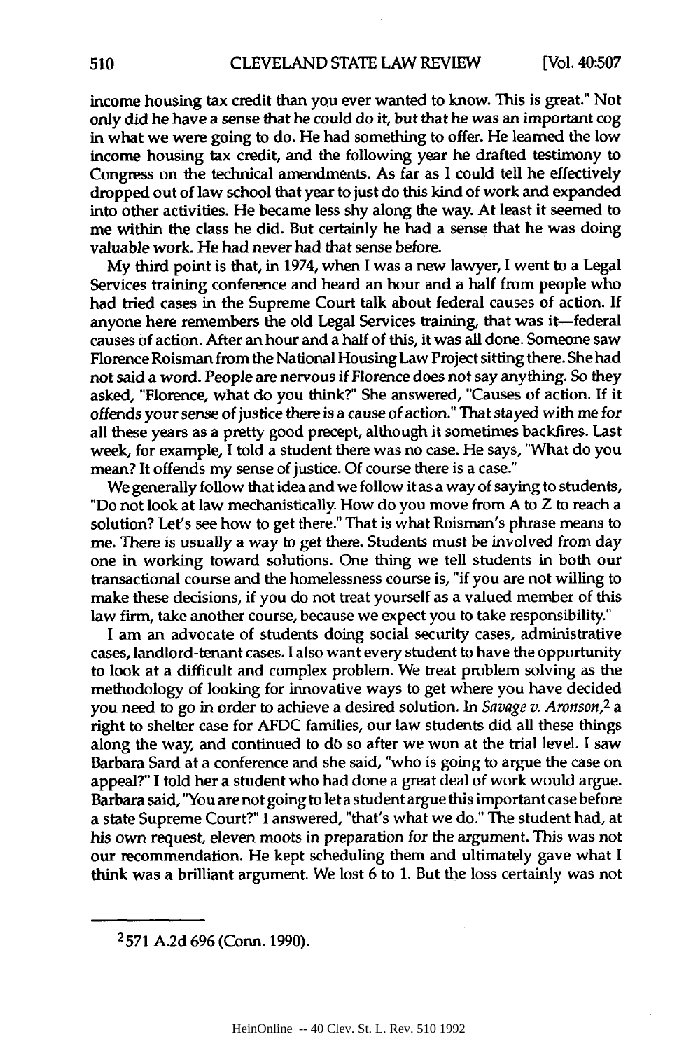income housing tax credit than you ever wanted to know. This is great." Not only did he have a sense that he could do it, but that he was an important cog in what we were going to do. He had something to offer. He learned the low income housing tax credit, and the following year he drafted testimony to Congress on the technical amendments. As far as I could tell he effectively dropped out of law school that year to just do this kind of work and expanded into other activities. He became less shy along the way. At least it seemed to me within the class he did. But certainly he had a sense that he was doing valuable work. He had never had that sense before.

My third point is that, in 1974, when I was a new lawyer, I went to a Legal Services training conference and heard an hour and a half from people who had tried cases in the Supreme Court talk about federal causes of action. If anyone here remembers the old Legal Services training, that was it—federal causes of action. After an hour and a half of this, it was all done. Someone saw Florence Roisman from the National Housing Law Project sitting there. She had not said a word. People are nervous if Florence does not say anything. So they asked, "Florence, what do you think?" She answered, "Causes of action. If it offends your sense of justice there is a cause of action." That stayed with me for all these years as a pretty good precept, although it sometimes backfires. Last week, for example, I told a student there was no case. He says, "What do you mean? It offends my sense of justice. Of course there is a case."

We generally follow that idea and we follow it as a way of saying to students, "Do not look at law mechanistically. How do you move from A to Z to reach a solution? Let's see how to get there." That is what Roisman's phrase means to me. There is usually a way to get there. Students must be involved from day one in working toward solutions. One thing we tell students in both our transactional course and the homelessness course is, "if you are not willing to make these decisions, if you do not treat yourself as a valued member of this law firm, take another course, because we expect you to take responsibility."

I am an advocate of students doing social security cases, administrative cases, landlord-tenant cases. I also want every student to have the opportunity to look at a difficult and complex problem. We treat problem solving as the methodology of looking for innovative ways to get where you have decided you need to go in order to achieve a desired solution. In *Savage v. Aronson*,[2] a right to shelter case for AFDC families, our law students did all these things along the way, and continued to do so after we won at the trial level. I saw Barbara Sard at a conference and she said, "who is going to argue the case on appeal?" I told her a student who had done a great deal of work would argue. Barbara said, "You are not going to let a student argue this important case before a state Supreme Court?" I answered, "that's what we do." The student had, at his own request, eleven moots in preparation for the argument. This was not our recommendation. He kept scheduling them and ultimately gave what I think was a brilliant argument. We lost 6 to 1. But the loss certainly was not

---

[2] 571 A.2d 696 (Conn. 1990).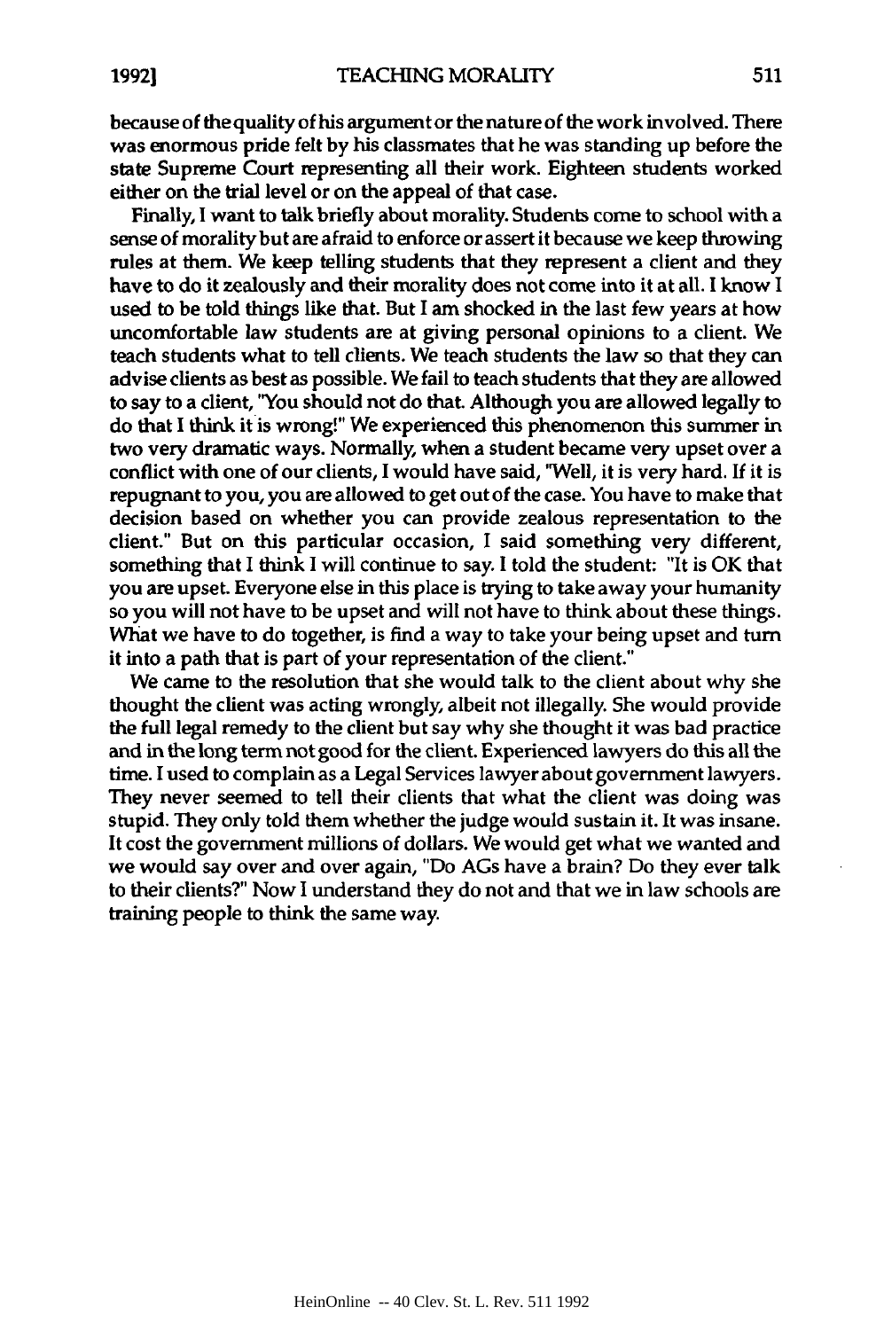because of the quality of his argument or the nature of the work involved. There was enormous pride felt by his classmates that he was standing up before the state Supreme Court representing all their work. Eighteen students worked either on the trial level or on the appeal of that case.

Finally, I want to talk briefly about morality. Students come to school with a sense of morality but are afraid to enforce or assert it because we keep throwing rules at them. We keep telling students that they represent a client and they have to do it zealously and their morality does not come into it at all. I know I used to be told things like that. But I am shocked in the last few years at how uncomfortable law students are at giving personal opinions to a client. We teach students what to tell clients. We teach students the law so that they can advise clients as best as possible. We fail to teach students that they are allowed to say to a client, "You should not do that. Although you are allowed legally to do that I think it is wrong!" We experienced this phenomenon this summer in two very dramatic ways. Normally, when a student became very upset over a conflict with one of our clients, I would have said, "Well, it is very hard. If it is repugnant to you, you are allowed to get out of the case. You have to make that decision based on whether you can provide zealous representation to the client." But on this particular occasion, I said something very different, something that I think I will continue to say. I told the student: "It is OK that you are upset. Everyone else in this place is trying to take away your humanity so you will not have to be upset and will not have to think about these things. What we have to do together, is find a way to take your being upset and turn it into a path that is part of your representation of the client."

We came to the resolution that she would talk to the client about why she thought the client was acting wrongly, albeit not illegally. She would provide the full legal remedy to the client but say why she thought it was bad practice and in the long term not good for the client. Experienced lawyers do this all the time. I used to complain as a Legal Services lawyer about government lawyers. They never seemed to tell their clients that what the client was doing was stupid. They only told them whether the judge would sustain it. It was insane. It cost the government millions of dollars. We would get what we wanted and we would say over and over again, "Do AGs have a brain? Do they ever talk to their clients?" Now I understand they do not and that we in law schools are training people to think the same way.